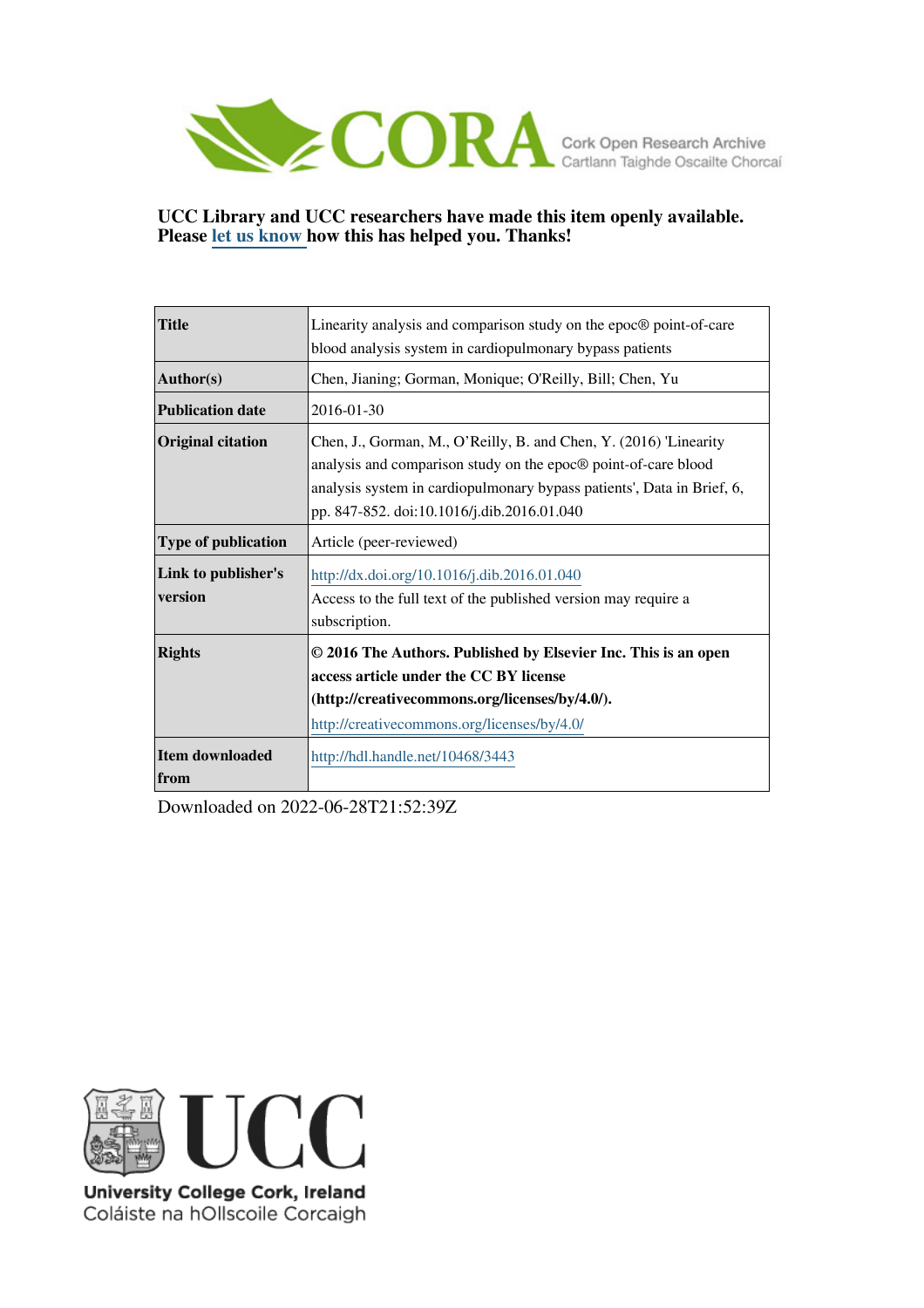UCC Library and UCC researchers have made this item openly available. Please let us know how this has helped you. Thanks!

| **Title** | Linearity analysis and comparison study on the epoc® point-of-care blood analysis system in cardiopulmonary bypass patients |
|---|---|
| **Author(s)** | Chen, Jianing; Gorman, Monique; O'Reilly, Bill; Chen, Yu |
| **Publication date** | 2016-01-30 |
| **Original citation** | Chen, J., Gorman, M., O'Reilly, B. and Chen, Y. (2016) 'Linearity analysis and comparison study on the epoc® point-of-care blood analysis system in cardiopulmonary bypass patients', Data in Brief, 6, pp. 847-852. doi:10.1016/j.dib.2016.01.040 |
| **Type of publication** | Article (peer-reviewed) |
| **Link to publisher's version** | http://dx.doi.org/10.1016/j.dib.2016.01.040 Access to the full text of the published version may require a subscription. |
| **Rights** | **© 2016 The Authors. Published by Elsevier Inc. This is an open access article under the CC BY license (http://creativecommons.org/licenses/by/4.0/).** http://creativecommons.org/licenses/by/4.0/ |
| **Item downloaded from** | http://hdl.handle.net/10468/3443 |

Downloaded on 2022-06-28T21:52:39Z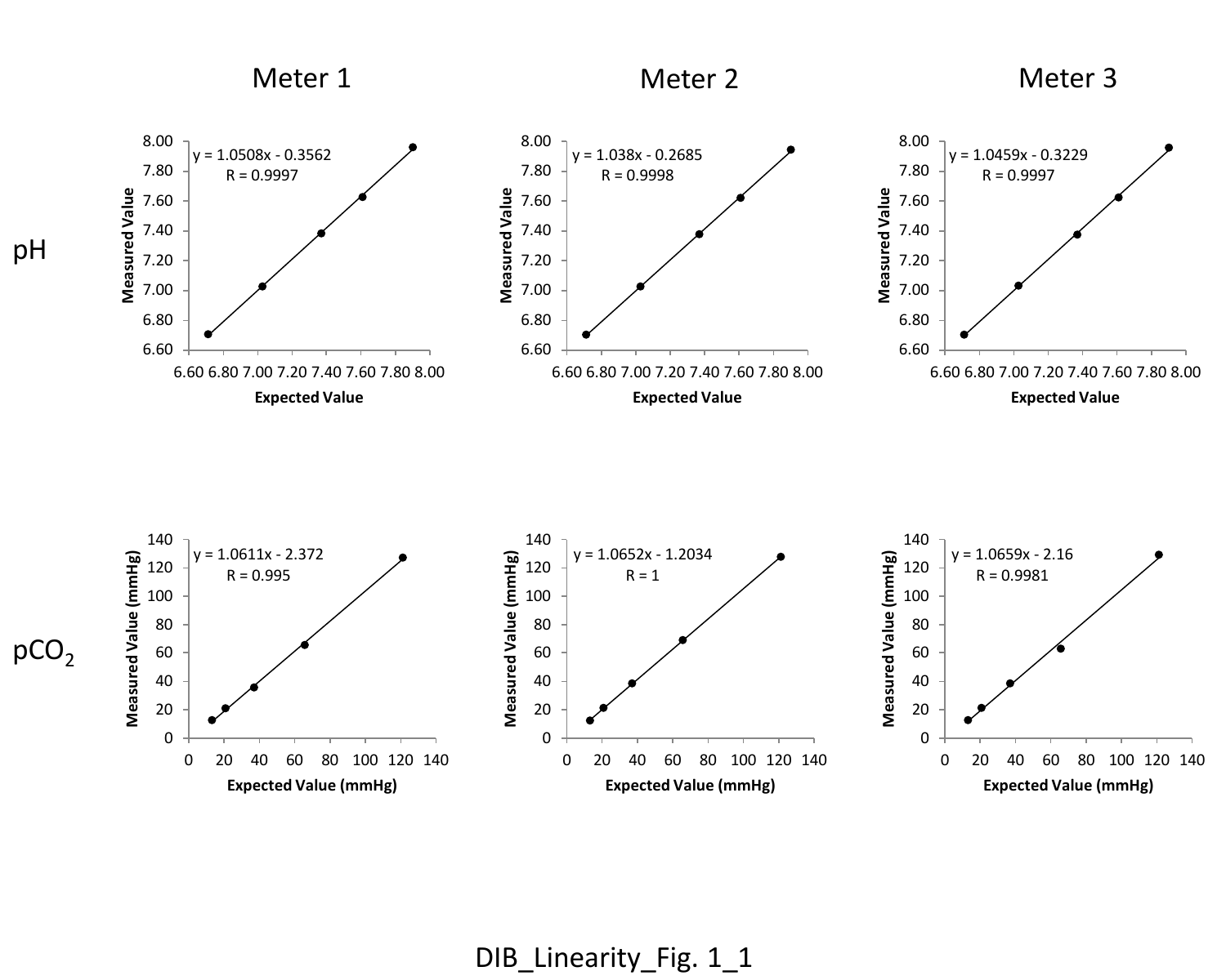Meter 1

Meter 2

Meter 3

pH

y = 1.0508x - 0.3562
R = 0.9997

Measured Value

Expected Value

6.60 6.80 7.00 7.20 7.40 7.60 7.80 8.00

y = 1.038x - 0.2685
R = 0.9998

Measured Value

Expected Value

y = 1.0459x - 0.3229
R = 0.9997

Measured Value

Expected Value

$pCO_2$

y = 1.0611x - 2.372
R = 0.995

Measured Value (mmHg)

Expected Value (mmHg)

0 20 40 60 80 100 120 140

y = 1.0652x - 1.2034
R = 1

Measured Value (mmHg)

Expected Value (mmHg)

y = 1.0659x - 2.16
R = 0.9981

Measured Value (mmHg)

Expected Value (mmHg)

DIB_Linearity_Fig. 1_1